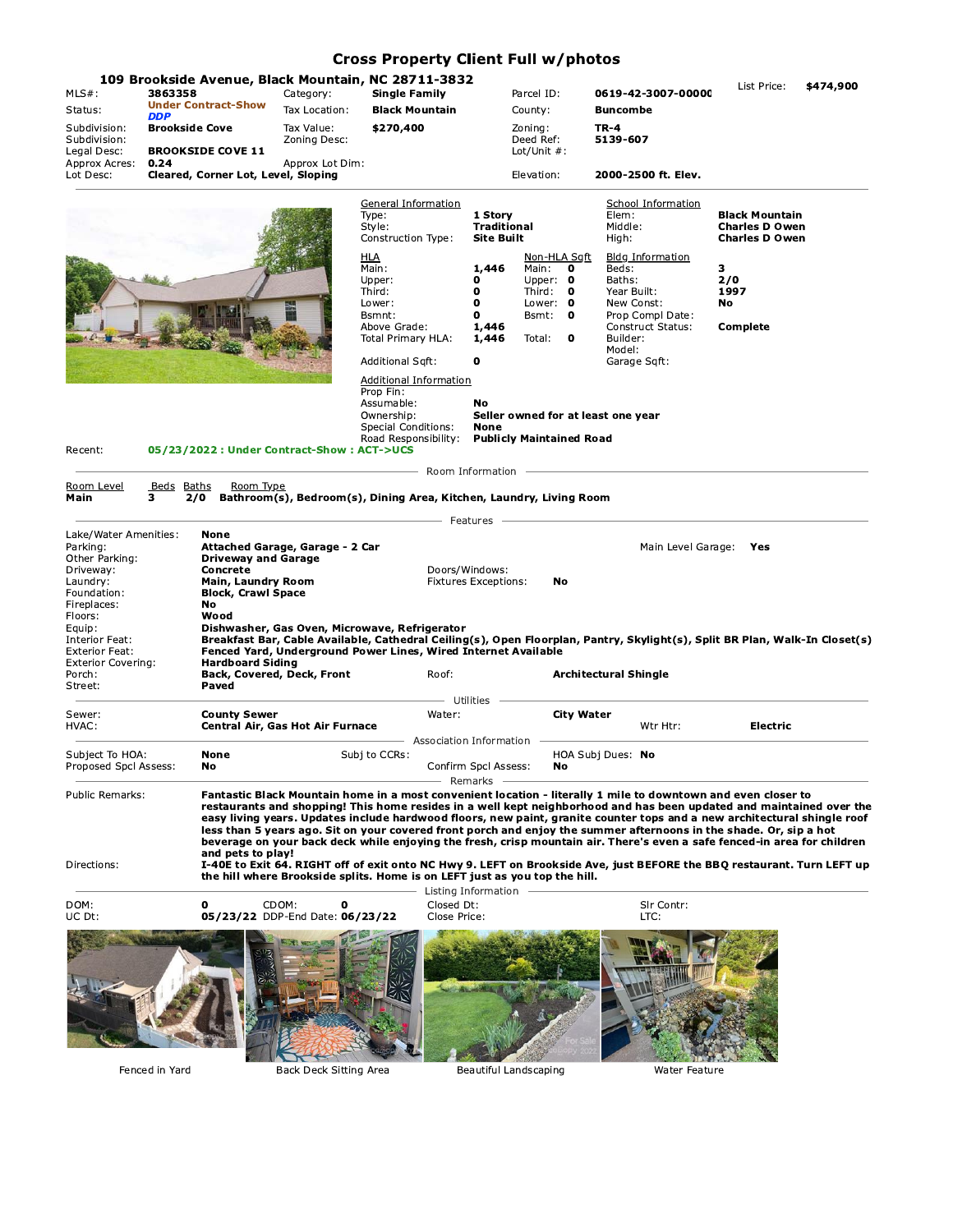# Cross Property Client Full w/photos

## 109 Brookside Avenue, Black Mountain, NC 28711-3832

List Price: **$474,900**

| | | | | | |
|---|---|---|---|---|---|
| MLS#: | **3863358** | Category: | **Single Family** | Parcel ID: | **0619-42-3007-00000** |
| Status: | **Under Contract-Show** *DDP* | Tax Location: | **Black Mountain** | County: | **Buncombe** |
| Subdivision: | **Brookside Cove** | Tax Value: | **$270,400** | Zoning: | **TR-4** |
| Subdivision: | | Zoning Desc: | | Deed Ref: | **5139-607** |
| Legal Desc: | **BROOKSIDE COVE 11** | | | Lot/Unit #: | |
| Approx Acres: | **0.24** | Approx Lot Dim: | | | |
| Lot Desc: | **Cleared, Corner Lot, Level, Sloping** | | | Elevation: | **2000-2500 ft. Elev.** |

**General Information**

| | |
|---|---|
| Type: | **1 Story** |
| Style: | **Traditional** |
| Construction Type: | **Site Built** |

**School Information**

| | |
|---|---|
| Elem: | **Black Mountain** |
| Middle: | **Charles D Owen** |
| High: | **Charles D Owen** |

| HLA | | Non-HLA Sqft | |
|---|---|---|---|
| Main: | **1,446** | Main: | **0** |
| Upper: | **0** | Upper: | **0** |
| Third: | **0** | Third: | **0** |
| Lower: | **0** | Lower: | **0** |
| Bsmnt: | **0** | Bsmt: | **0** |
| Above Grade: | **1,446** | | |
| Total Primary HLA: | **1,446** | Total: | **0** |
| Additional Sqft: | **0** | | |

**Bldg Information**

| | |
|---|---|
| Beds: | **3** |
| Baths: | **2/0** |
| Year Built: | **1997** |
| New Const: | **No** |
| Prop Compl Date: | |
| Construct Status: | **Complete** |
| Builder: | |
| Model: | |
| Garage Sqft: | |

**Additional Information**

| | |
|---|---|
| Prop Fin: | |
| Assumable: | **No** |
| Ownership: | **Seller owned for at least one year** |
| Special Conditions: | **None** |
| Road Responsibility: | **Publicly Maintained Road** |

Recent: **05/23/2022 : Under Contract-Show : ACT->UCS**

### Room Information

| Room Level | Beds | Baths | Room Type |
|---|---|---|---|
| **Main** | **3** | **2/0** | **Bathroom(s), Bedroom(s), Dining Area, Kitchen, Laundry, Living Room** |

### Features

| | |
|---|---|
| Lake/Water Amenities: | **None** |
| Parking: | **Attached Garage, Garage - 2 Car** (Main Level Garage: **Yes**) |
| Other Parking: | **Driveway and Garage** |
| Driveway: | **Concrete** (Doors/Windows: ) |
| Laundry: | **Main, Laundry Room** (Fixtures Exceptions: **No**) |
| Foundation: | **Block, Crawl Space** |
| Fireplaces: | **No** |
| Floors: | **Wood** |
| Equip: | **Dishwasher, Gas Oven, Microwave, Refrigerator** |
| Interior Feat: | **Breakfast Bar, Cable Available, Cathedral Ceiling(s), Open Floorplan, Pantry, Skylight(s), Split BR Plan, Walk-In Closet(s)** |
| Exterior Feat: | **Fenced Yard, Underground Power Lines, Wired Internet Available** |
| Exterior Covering: | **Hardboard Siding** |
| Porch: | **Back, Covered, Deck, Front** (Roof: **Architectural Shingle**) |
| Street: | **Paved** |

### Utilities

| | | | |
|---|---|---|---|
| Sewer: | **County Sewer** | Water: | **City Water** |
| HVAC: | **Central Air, Gas Hot Air Furnace** | Wtr Htr: | **Electric** |

### Association Information

| | | | |
|---|---|---|---|
| Subject To HOA: | **None** | Subj to CCRs: | |
| HOA Subj Dues: | **No** | | |
| Proposed Spcl Assess: | **No** | Confirm Spcl Assess: | **No** |

### Remarks

Public Remarks: **Fantastic Black Mountain home in a most convenient location - literally 1 mile to downtown and even closer to restaurants and shopping! This home resides in a well kept neighborhood and has been updated and maintained over the easy living years. Updates include hardwood floors, new paint, granite counter tops and a new architectural shingle roof less than 5 years ago. Sit on your covered front porch and enjoy the summer afternoons in the shade. Or, sip a hot beverage on your back deck while enjoying the fresh, crisp mountain air. There's even a safe fenced-in area for children and pets to play!**

Directions: **I-40E to Exit 64. RIGHT off of exit onto NC Hwy 9. LEFT on Brookside Ave, just BEFORE the BBQ restaurant. Turn LEFT up the hill where Brookside splits. Home is on LEFT just as you top the hill.**

### Listing Information

| | | | |
|---|---|---|---|
| DOM: | **0** | CDOM: | **0** |
| UC Dt: | **05/23/22** | DDP-End Date: | **06/23/22** |
| Closed Dt: | | Slr Contr: | |
| Close Price: | | LTC: | |

Fenced in Yard

Back Deck Sitting Area

Beautiful Landscaping

Water Feature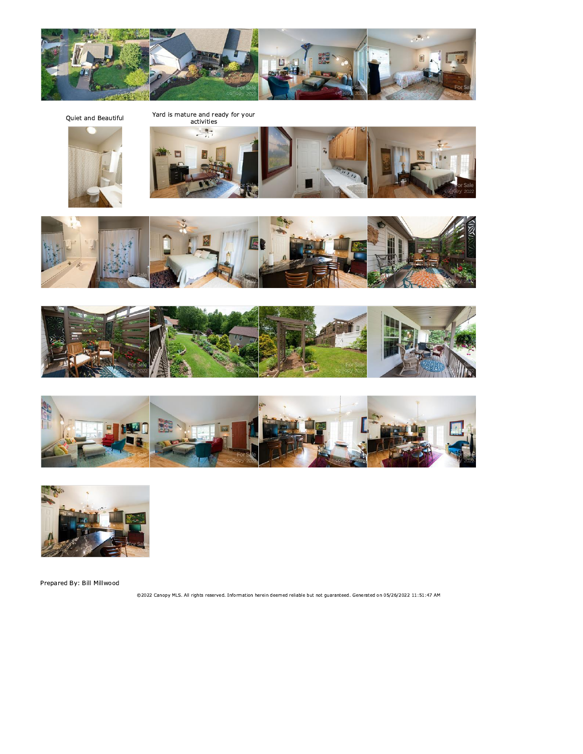Quiet and Beautiful

Yard is mature and ready for your activities

Prepared By: Bill Millwood

©2022 Canopy MLS. All rights reserved. Information herein deemed reliable but not guaranteed. Generated on 05/26/2022 11:51:47 AM